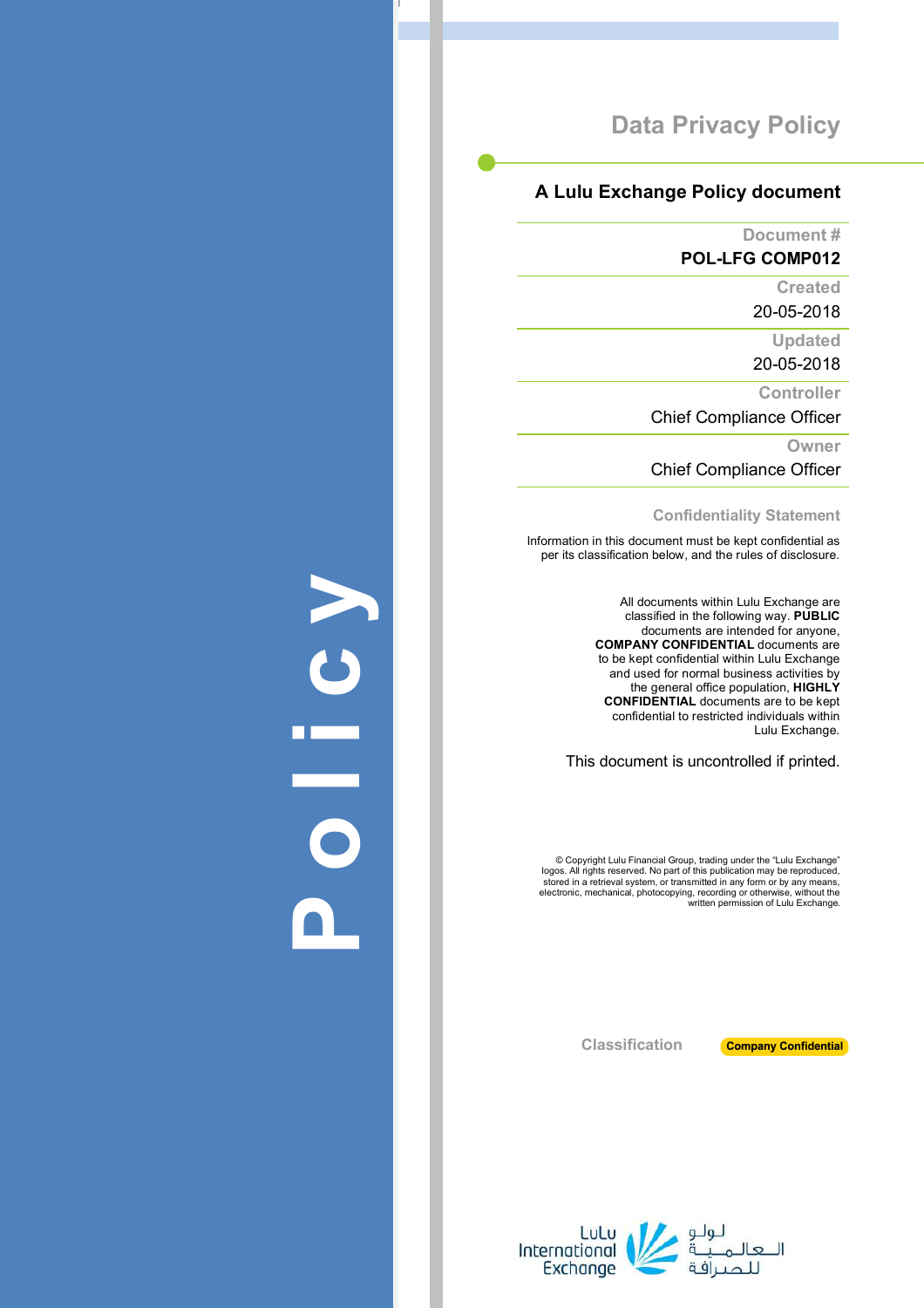# Data Privacy Policy

## A Lulu Exchange Policy document

**Document #**
**POL-LFG COMP012**

**Created**
20-05-2018

**Updated**
20-05-2018

**Controller**
Chief Compliance Officer

**Owner**
Chief Compliance Officer

**Confidentiality Statement**

Information in this document must be kept confidential as per its classification below, and the rules of disclosure.

All documents within Lulu Exchange are classified in the following way. **PUBLIC** documents are intended for anyone, **COMPANY CONFIDENTIAL** documents are to be kept confidential within Lulu Exchange and used for normal business activities by the general office population, **HIGHLY CONFIDENTIAL** documents are to be kept confidential to restricted individuals within Lulu Exchange.

This document is uncontrolled if printed.

© Copyright Lulu Financial Group, trading under the "Lulu Exchange" logos. All rights reserved. No part of this publication may be reproduced, stored in a retrieval system, or transmitted in any form or by any means, electronic, mechanical, photocopying, recording or otherwise, without the written permission of Lulu Exchange.

Classification **Company Confidential**

Policy

LuLu International Exchange
لولو العالمية للصرافة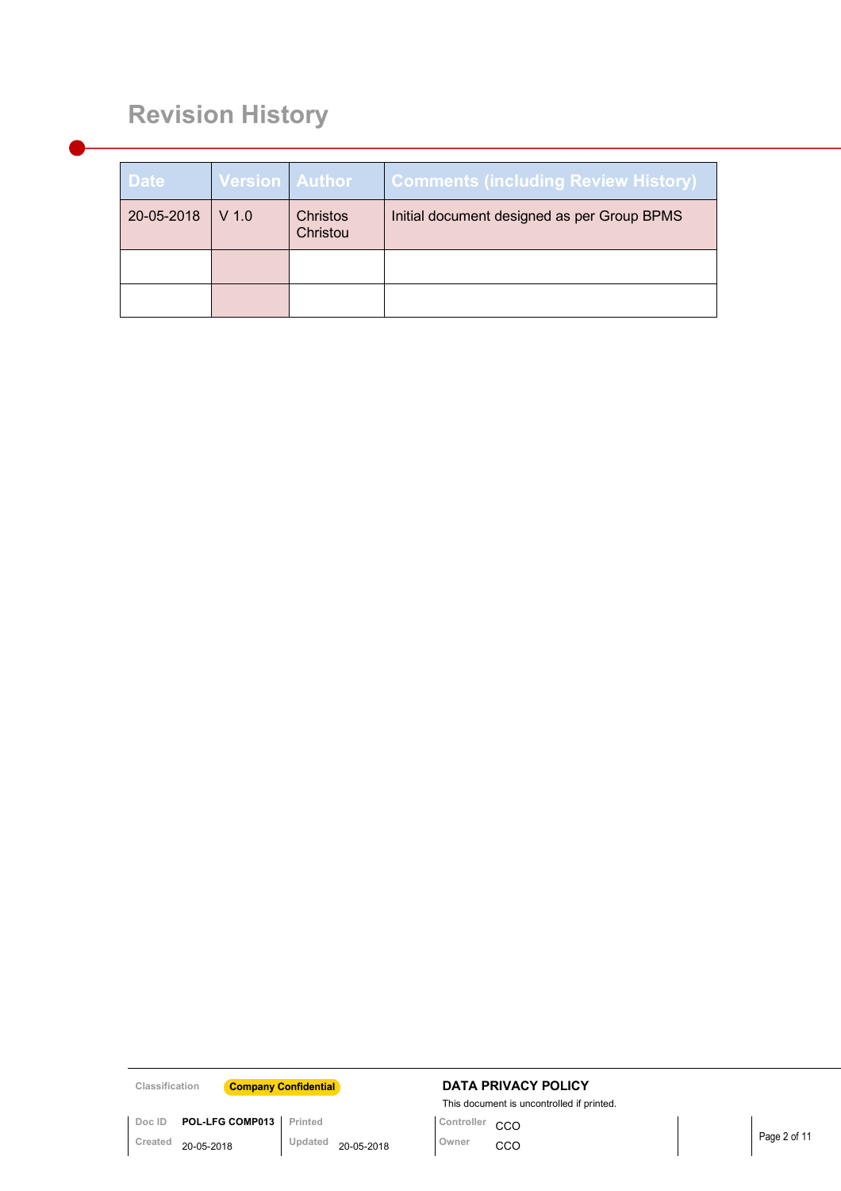# Revision History

| Date | Version | Author | Comments (including Review History) |
|---|---|---|---|
| 20-05-2018 | V 1.0 | Christos Christou | Initial document designed as per Group BPMS |
| | | | |
| | | | |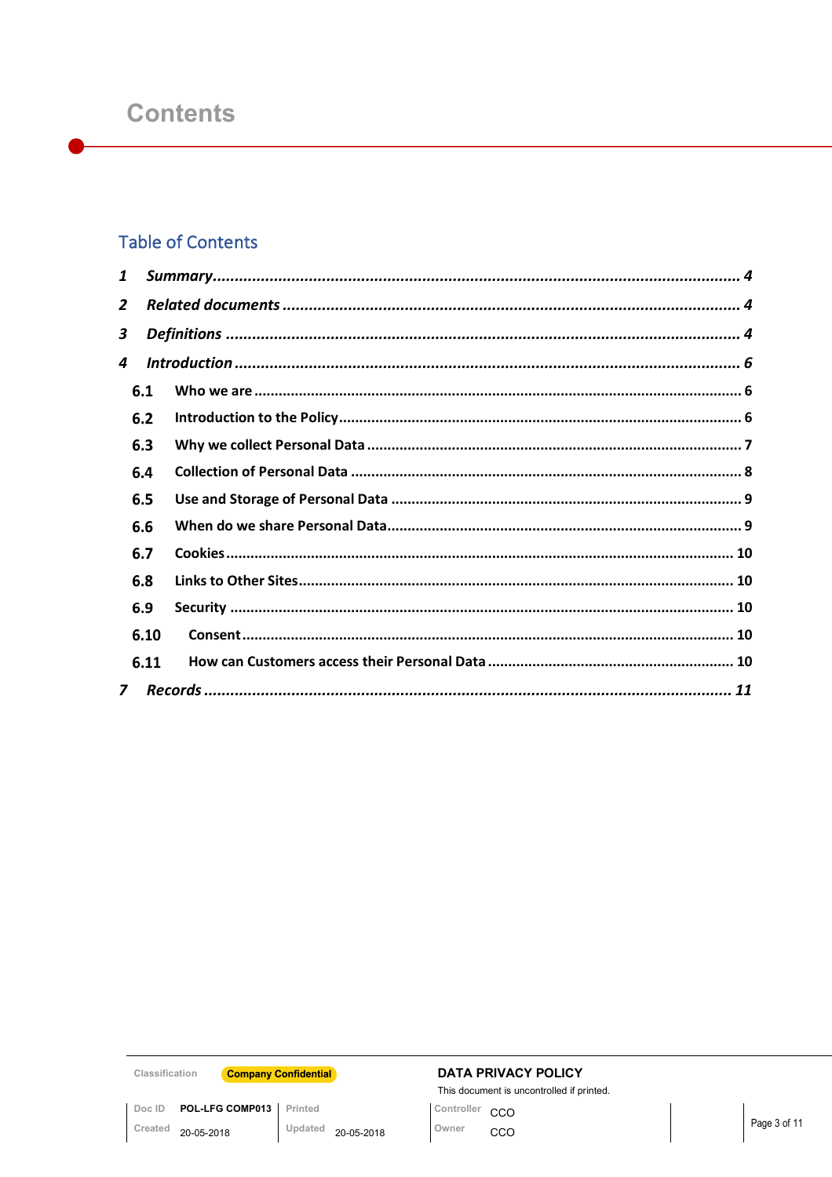# Contents

## Table of Contents

1 *Summary* ........................................................ 4

2 *Related documents* ........................................................ 4

3 *Definitions* ........................................................ 4

4 *Introduction* ........................................................ 6

- 6.1 Who we are ........................................................ 6
- 6.2 Introduction to the Policy ........................................................ 6
- 6.3 Why we collect Personal Data ........................................................ 7
- 6.4 Collection of Personal Data ........................................................ 8
- 6.5 Use and Storage of Personal Data ........................................................ 9
- 6.6 When do we share Personal Data ........................................................ 9
- 6.7 Cookies ........................................................ 10
- 6.8 Links to Other Sites ........................................................ 10
- 6.9 Security ........................................................ 10
- 6.10 Consent ........................................................ 10
- 6.11 How can Customers access their Personal Data ........................................................ 10

7 *Records* ........................................................ 11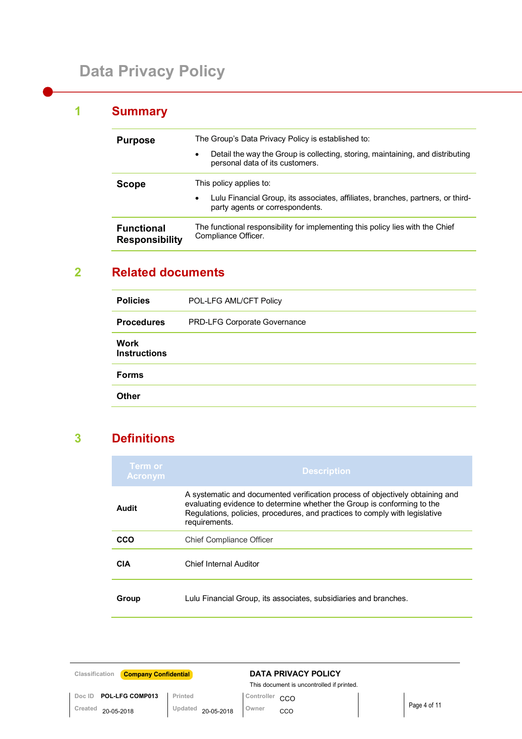# Data Privacy Policy

## 1 Summary

| | |
|---|---|
| **Purpose** | The Group's Data Privacy Policy is established to:<br>• Detail the way the Group is collecting, storing, maintaining, and distributing personal data of its customers. |
| **Scope** | This policy applies to:<br>• Lulu Financial Group, its associates, affiliates, branches, partners, or third-party agents or correspondents. |
| **Functional Responsibility** | The functional responsibility for implementing this policy lies with the Chief Compliance Officer. |

## 2 Related documents

| | |
|---|---|
| **Policies** | POL-LFG AML/CFT Policy |
| **Procedures** | PRD-LFG Corporate Governance |
| **Work Instructions** | |
| **Forms** | |
| **Other** | |

## 3 Definitions

| Term or Acronym | Description |
|---|---|
| **Audit** | A systematic and documented verification process of objectively obtaining and evaluating evidence to determine whether the Group is conforming to the Regulations, policies, procedures, and practices to comply with legislative requirements. |
| **CCO** | Chief Compliance Officer |
| **CIA** | Chief Internal Auditor |
| **Group** | Lulu Financial Group, its associates, subsidiaries and branches. |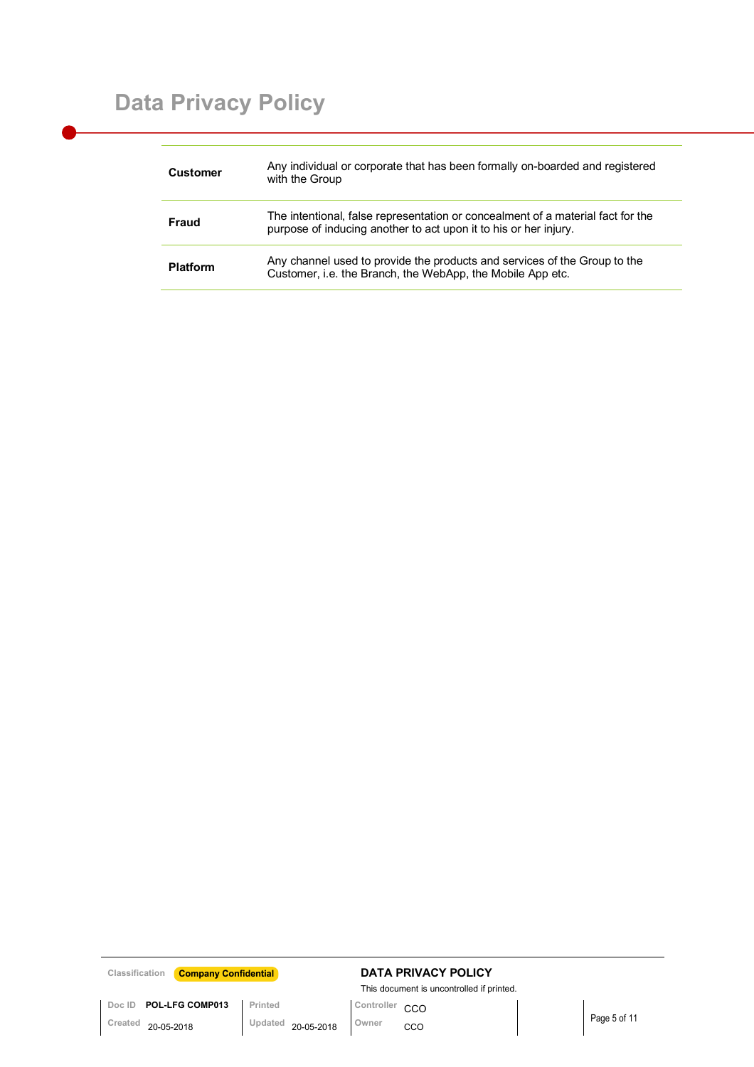| | |
|---|---|
| **Customer** | Any individual or corporate that has been formally on-boarded and registered with the Group |
| **Fraud** | The intentional, false representation or concealment of a material fact for the purpose of inducing another to act upon it to his or her injury. |
| **Platform** | Any channel used to provide the products and services of the Group to the Customer, i.e. the Branch, the WebApp, the Mobile App etc. |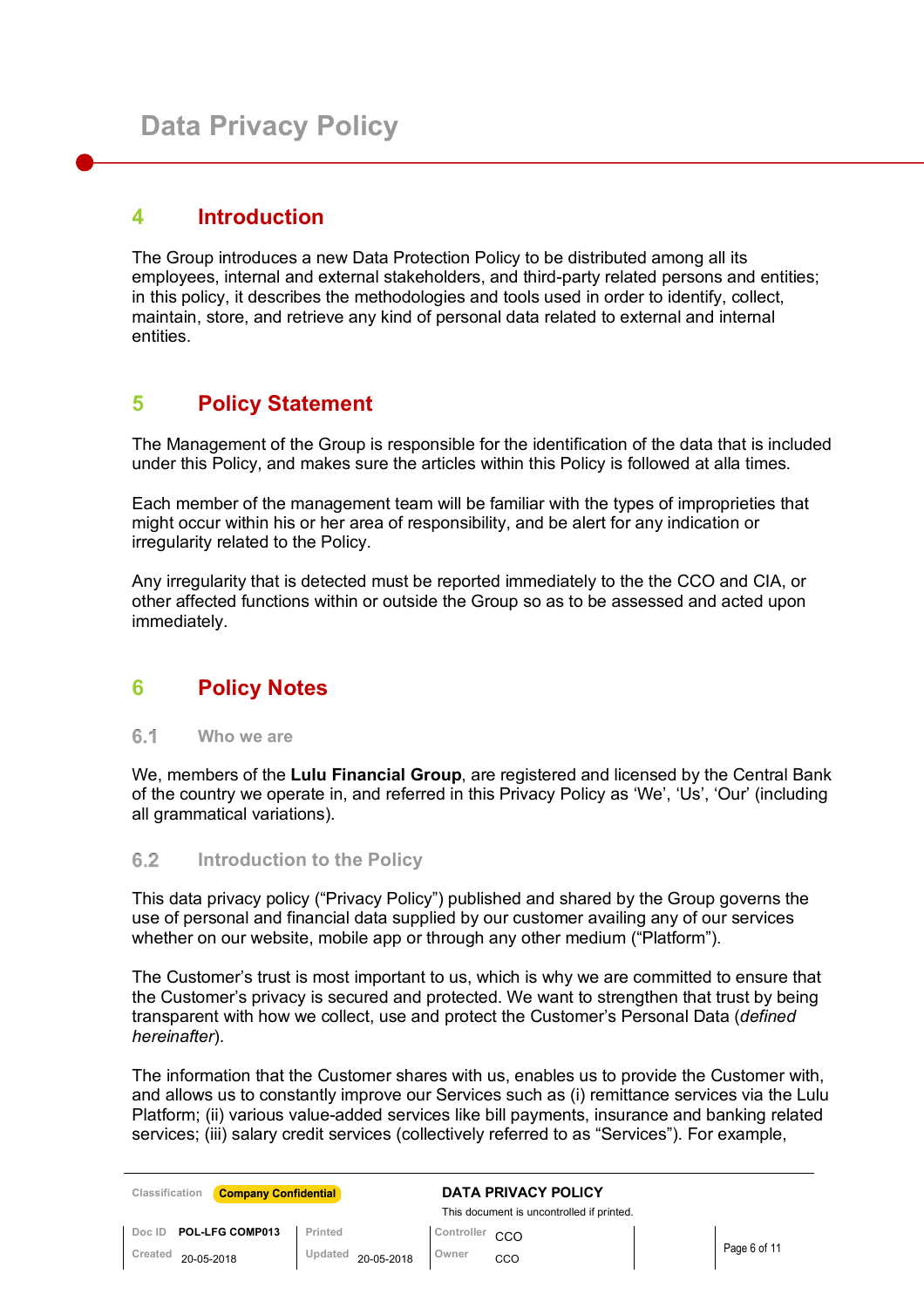# 4 Introduction

The Group introduces a new Data Protection Policy to be distributed among all its employees, internal and external stakeholders, and third-party related persons and entities; in this policy, it describes the methodologies and tools used in order to identify, collect, maintain, store, and retrieve any kind of personal data related to external and internal entities.

# 5 Policy Statement

The Management of the Group is responsible for the identification of the data that is included under this Policy, and makes sure the articles within this Policy is followed at alla times.

Each member of the management team will be familiar with the types of improprieties that might occur within his or her area of responsibility, and be alert for any indication or irregularity related to the Policy.

Any irregularity that is detected must be reported immediately to the the CCO and CIA, or other affected functions within or outside the Group so as to be assessed and acted upon immediately.

# 6 Policy Notes

## 6.1 Who we are

We, members of the **Lulu Financial Group**, are registered and licensed by the Central Bank of the country we operate in, and referred in this Privacy Policy as 'We', 'Us', 'Our' (including all grammatical variations).

## 6.2 Introduction to the Policy

This data privacy policy ("Privacy Policy") published and shared by the Group governs the use of personal and financial data supplied by our customer availing any of our services whether on our website, mobile app or through any other medium ("Platform").

The Customer's trust is most important to us, which is why we are committed to ensure that the Customer's privacy is secured and protected. We want to strengthen that trust by being transparent with how we collect, use and protect the Customer's Personal Data (*defined hereinafter*).

The information that the Customer shares with us, enables us to provide the Customer with, and allows us to constantly improve our Services such as (i) remittance services via the Lulu Platform; (ii) various value-added services like bill payments, insurance and banking related services; (iii) salary credit services (collectively referred to as "Services"). For example,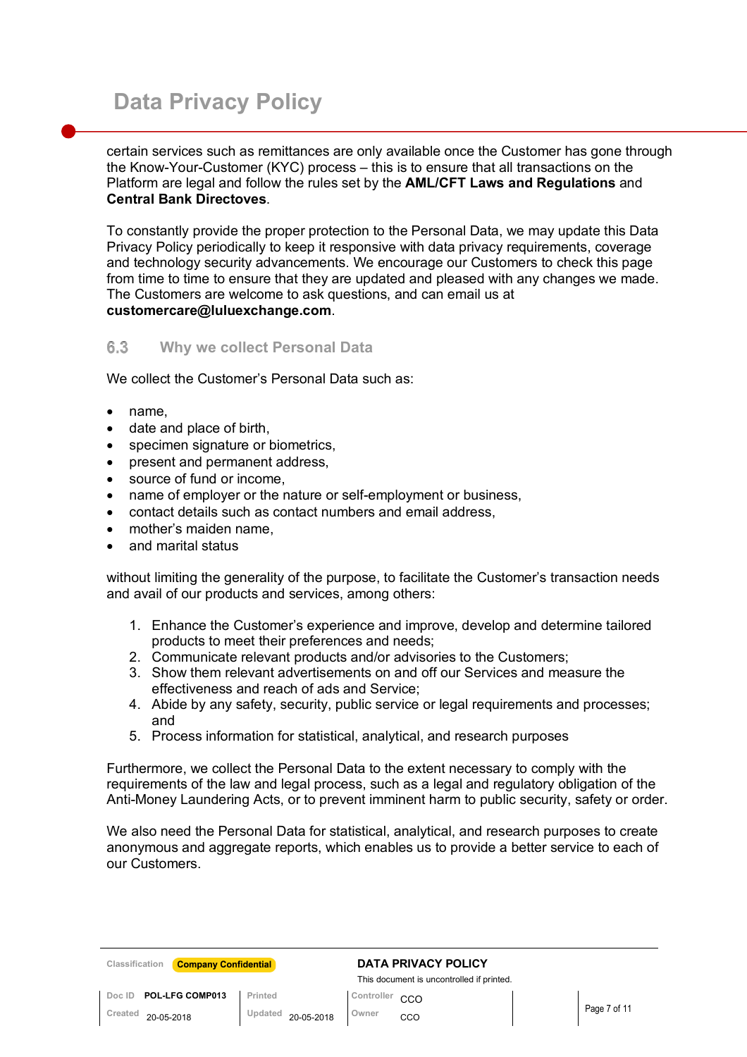certain services such as remittances are only available once the Customer has gone through the Know-Your-Customer (KYC) process – this is to ensure that all transactions on the Platform are legal and follow the rules set by the **AML/CFT Laws and Regulations** and **Central Bank Directoves**.

To constantly provide the proper protection to the Personal Data, we may update this Data Privacy Policy periodically to keep it responsive with data privacy requirements, coverage and technology security advancements. We encourage our Customers to check this page from time to time to ensure that they are updated and pleased with any changes we made. The Customers are welcome to ask questions, and can email us at **customercare@luluexchange.com**.

### 6.3 Why we collect Personal Data

We collect the Customer's Personal Data such as:

- name,
- date and place of birth,
- specimen signature or biometrics,
- present and permanent address,
- source of fund or income,
- name of employer or the nature or self-employment or business,
- contact details such as contact numbers and email address,
- mother's maiden name,
- and marital status

without limiting the generality of the purpose, to facilitate the Customer's transaction needs and avail of our products and services, among others:

1. Enhance the Customer's experience and improve, develop and determine tailored products to meet their preferences and needs;
2. Communicate relevant products and/or advisories to the Customers;
3. Show them relevant advertisements on and off our Services and measure the effectiveness and reach of ads and Service;
4. Abide by any safety, security, public service or legal requirements and processes; and
5. Process information for statistical, analytical, and research purposes

Furthermore, we collect the Personal Data to the extent necessary to comply with the requirements of the law and legal process, such as a legal and regulatory obligation of the Anti-Money Laundering Acts, or to prevent imminent harm to public security, safety or order.

We also need the Personal Data for statistical, analytical, and research purposes to create anonymous and aggregate reports, which enables us to provide a better service to each of our Customers.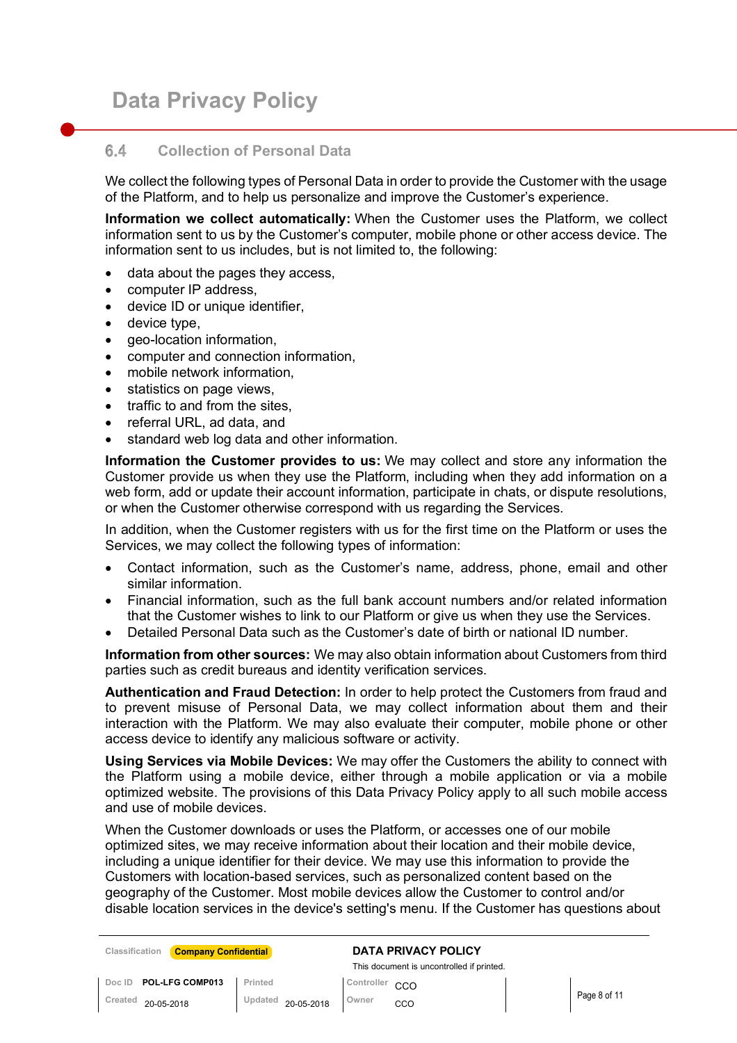### 6.4 Collection of Personal Data

We collect the following types of Personal Data in order to provide the Customer with the usage of the Platform, and to help us personalize and improve the Customer's experience.

**Information we collect automatically:** When the Customer uses the Platform, we collect information sent to us by the Customer's computer, mobile phone or other access device. The information sent to us includes, but is not limited to, the following:

- data about the pages they access,
- computer IP address,
- device ID or unique identifier,
- device type,
- geo-location information,
- computer and connection information,
- mobile network information,
- statistics on page views,
- traffic to and from the sites,
- referral URL, ad data, and
- standard web log data and other information.

**Information the Customer provides to us:** We may collect and store any information the Customer provide us when they use the Platform, including when they add information on a web form, add or update their account information, participate in chats, or dispute resolutions, or when the Customer otherwise correspond with us regarding the Services.

In addition, when the Customer registers with us for the first time on the Platform or uses the Services, we may collect the following types of information:

- Contact information, such as the Customer's name, address, phone, email and other similar information.
- Financial information, such as the full bank account numbers and/or related information that the Customer wishes to link to our Platform or give us when they use the Services.
- Detailed Personal Data such as the Customer's date of birth or national ID number.

**Information from other sources:** We may also obtain information about Customers from third parties such as credit bureaus and identity verification services.

**Authentication and Fraud Detection:** In order to help protect the Customers from fraud and to prevent misuse of Personal Data, we may collect information about them and their interaction with the Platform. We may also evaluate their computer, mobile phone or other access device to identify any malicious software or activity.

**Using Services via Mobile Devices:** We may offer the Customers the ability to connect with the Platform using a mobile device, either through a mobile application or via a mobile optimized website. The provisions of this Data Privacy Policy apply to all such mobile access and use of mobile devices.

When the Customer downloads or uses the Platform, or accesses one of our mobile optimized sites, we may receive information about their location and their mobile device, including a unique identifier for their device. We may use this information to provide the Customers with location-based services, such as personalized content based on the geography of the Customer. Most mobile devices allow the Customer to control and/or disable location services in the device's setting's menu. If the Customer has questions about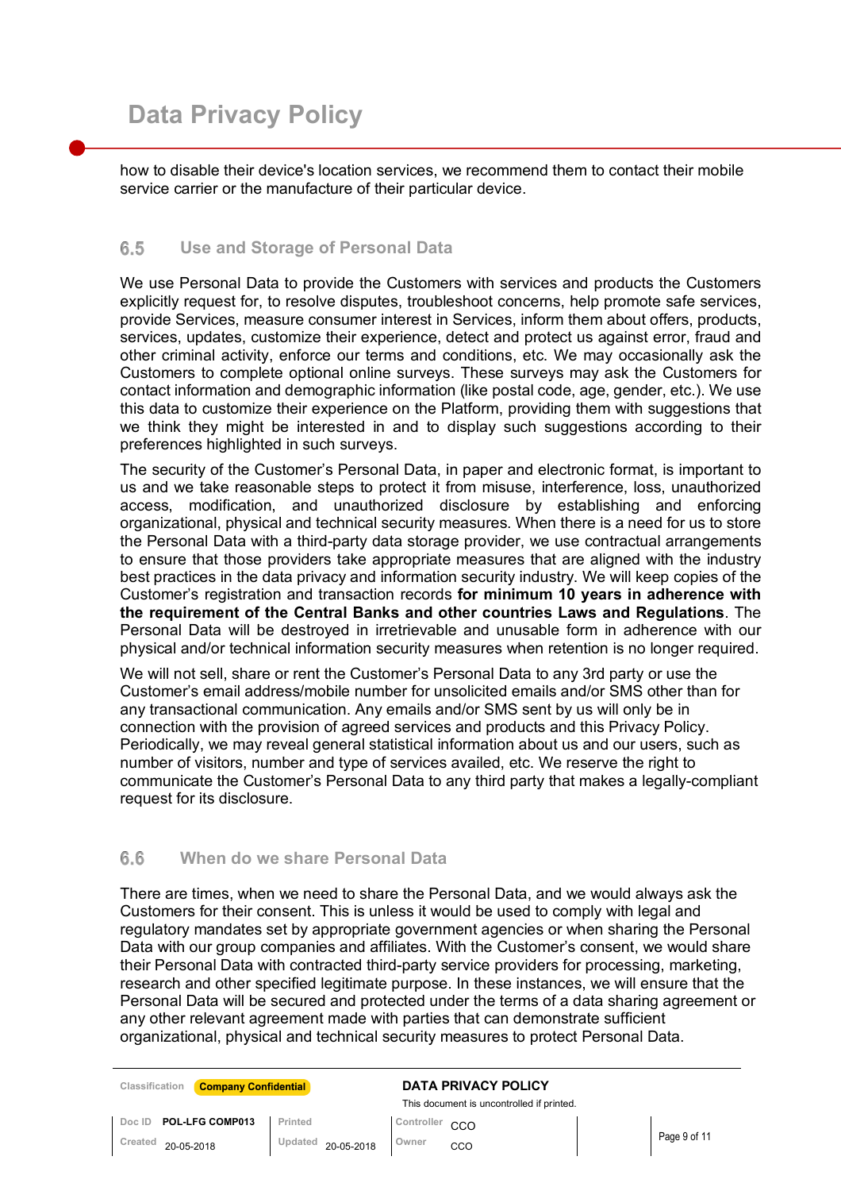how to disable their device's location services, we recommend them to contact their mobile service carrier or the manufacture of their particular device.

### 6.5 Use and Storage of Personal Data

We use Personal Data to provide the Customers with services and products the Customers explicitly request for, to resolve disputes, troubleshoot concerns, help promote safe services, provide Services, measure consumer interest in Services, inform them about offers, products, services, updates, customize their experience, detect and protect us against error, fraud and other criminal activity, enforce our terms and conditions, etc. We may occasionally ask the Customers to complete optional online surveys. These surveys may ask the Customers for contact information and demographic information (like postal code, age, gender, etc.). We use this data to customize their experience on the Platform, providing them with suggestions that we think they might be interested in and to display such suggestions according to their preferences highlighted in such surveys.

The security of the Customer's Personal Data, in paper and electronic format, is important to us and we take reasonable steps to protect it from misuse, interference, loss, unauthorized access, modification, and unauthorized disclosure by establishing and enforcing organizational, physical and technical security measures. When there is a need for us to store the Personal Data with a third-party data storage provider, we use contractual arrangements to ensure that those providers take appropriate measures that are aligned with the industry best practices in the data privacy and information security industry. We will keep copies of the Customer's registration and transaction records **for minimum 10 years in adherence with the requirement of the Central Banks and other countries Laws and Regulations**. The Personal Data will be destroyed in irretrievable and unusable form in adherence with our physical and/or technical information security measures when retention is no longer required.

We will not sell, share or rent the Customer's Personal Data to any 3rd party or use the Customer's email address/mobile number for unsolicited emails and/or SMS other than for any transactional communication. Any emails and/or SMS sent by us will only be in connection with the provision of agreed services and products and this Privacy Policy. Periodically, we may reveal general statistical information about us and our users, such as number of visitors, number and type of services availed, etc. We reserve the right to communicate the Customer's Personal Data to any third party that makes a legally-compliant request for its disclosure.

### 6.6 When do we share Personal Data

There are times, when we need to share the Personal Data, and we would always ask the Customers for their consent. This is unless it would be used to comply with legal and regulatory mandates set by appropriate government agencies or when sharing the Personal Data with our group companies and affiliates. With the Customer's consent, we would share their Personal Data with contracted third-party service providers for processing, marketing, research and other specified legitimate purpose. In these instances, we will ensure that the Personal Data will be secured and protected under the terms of a data sharing agreement or any other relevant agreement made with parties that can demonstrate sufficient organizational, physical and technical security measures to protect Personal Data.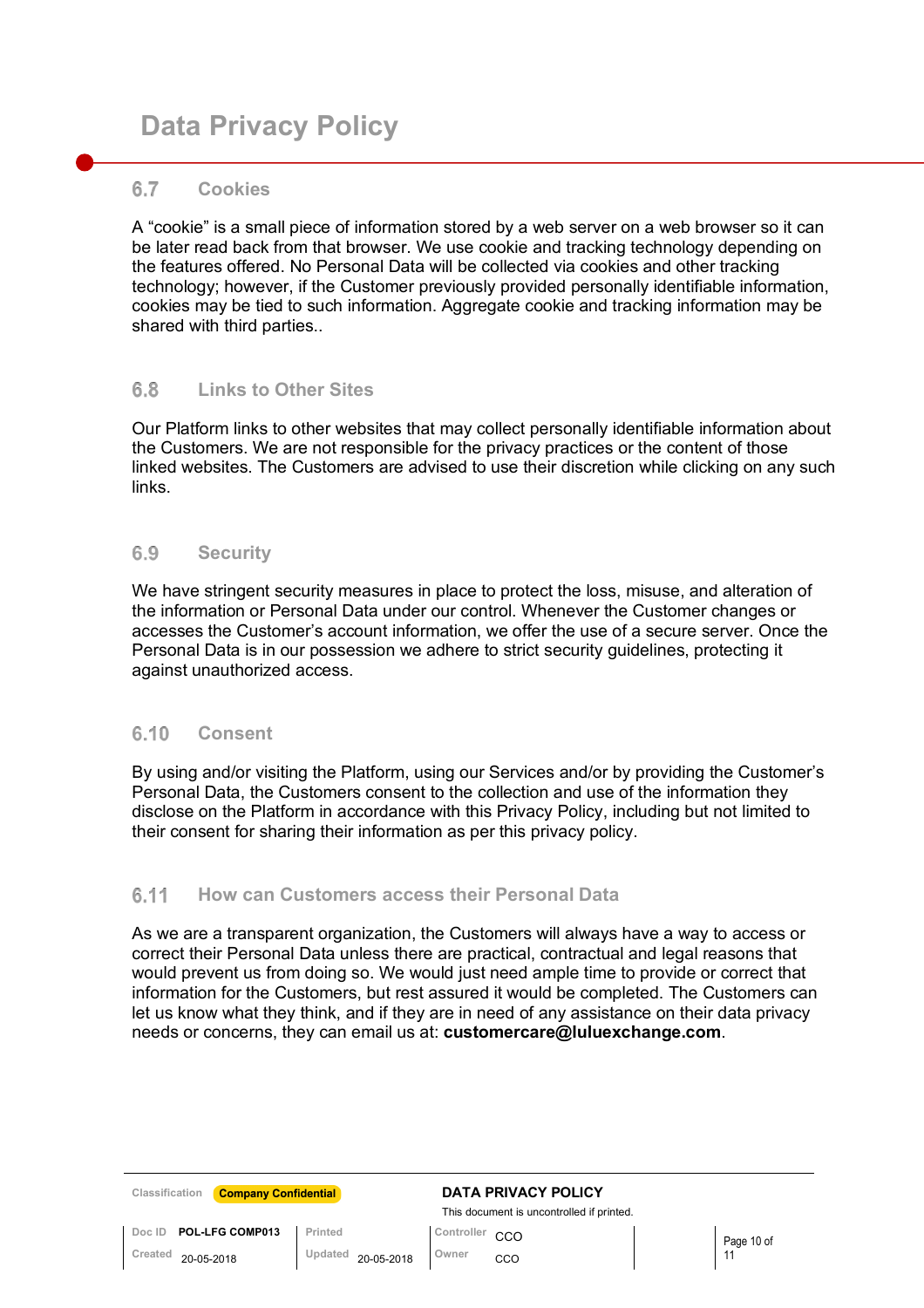## 6.7 Cookies

A “cookie” is a small piece of information stored by a web server on a web browser so it can be later read back from that browser. We use cookie and tracking technology depending on the features offered. No Personal Data will be collected via cookies and other tracking technology; however, if the Customer previously provided personally identifiable information, cookies may be tied to such information. Aggregate cookie and tracking information may be shared with third parties..

## 6.8 Links to Other Sites

Our Platform links to other websites that may collect personally identifiable information about the Customers. We are not responsible for the privacy practices or the content of those linked websites. The Customers are advised to use their discretion while clicking on any such links.

## 6.9 Security

We have stringent security measures in place to protect the loss, misuse, and alteration of the information or Personal Data under our control. Whenever the Customer changes or accesses the Customer’s account information, we offer the use of a secure server. Once the Personal Data is in our possession we adhere to strict security guidelines, protecting it against unauthorized access.

## 6.10 Consent

By using and/or visiting the Platform, using our Services and/or by providing the Customer’s Personal Data, the Customers consent to the collection and use of the information they disclose on the Platform in accordance with this Privacy Policy, including but not limited to their consent for sharing their information as per this privacy policy.

## 6.11 How can Customers access their Personal Data

As we are a transparent organization, the Customers will always have a way to access or correct their Personal Data unless there are practical, contractual and legal reasons that would prevent us from doing so. We would just need ample time to provide or correct that information for the Customers, but rest assured it would be completed. The Customers can let us know what they think, and if they are in need of any assistance on their data privacy needs or concerns, they can email us at: **customercare@luluexchange.com**.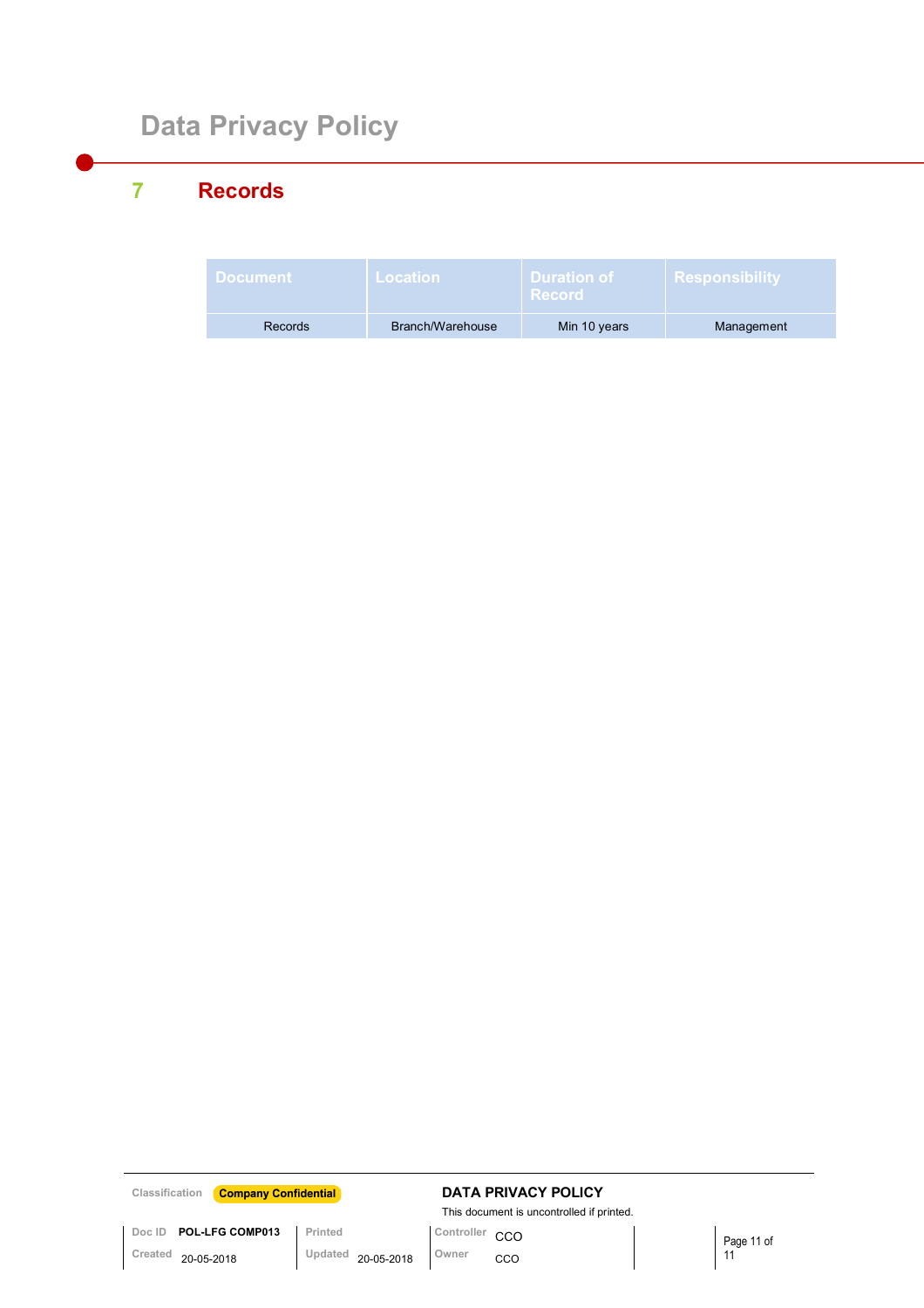## 7 Records

| Document | Location | Duration of Record | Responsibility |
|---|---|---|---|
| Records | Branch/Warehouse | Min 10 years | Management |